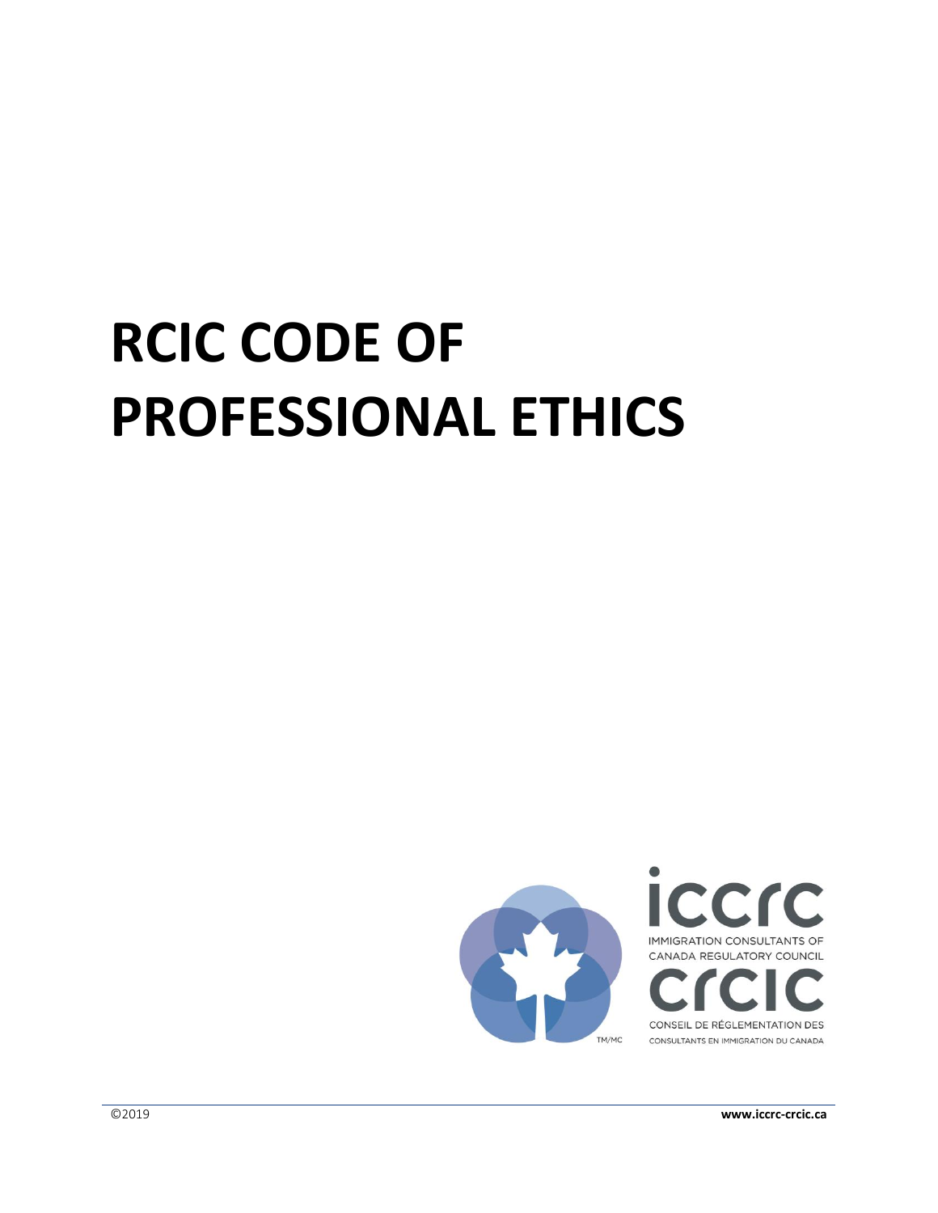# RCIC CODE OF PROFESSIONAL ETHICS

iccrc

IMMIGRATION CONSULTANTS OF CANADA REGULATORY COUNCIL

crcic

CONSEIL DE RÉGLEMENTATION DES CONSULTANTS EN IMMIGRATION DU CANADA

TM/MC

©2019

**www.iccrc-crcic.ca**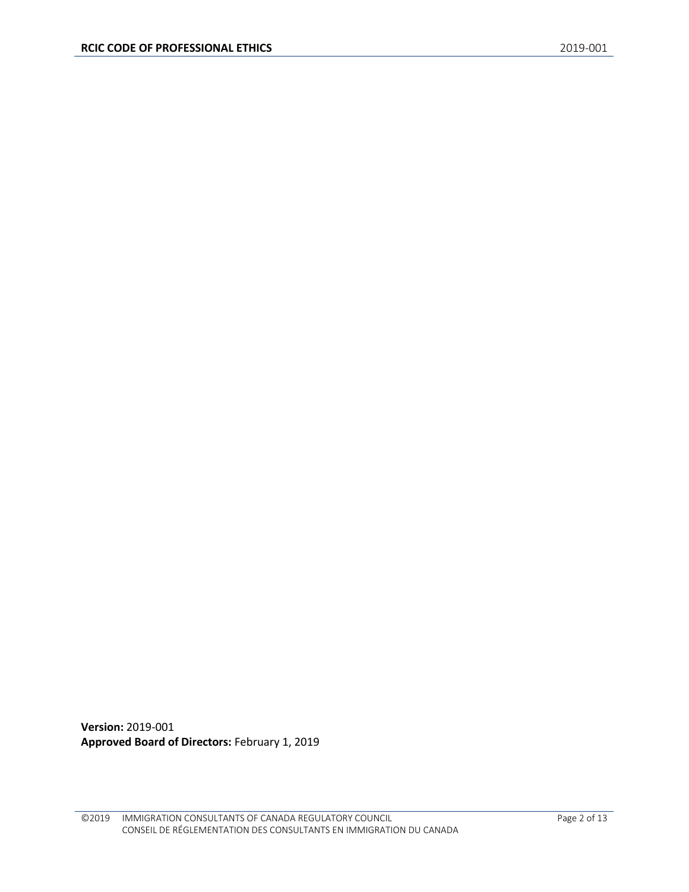**Version:** 2019-001
**Approved Board of Directors:** February 1, 2019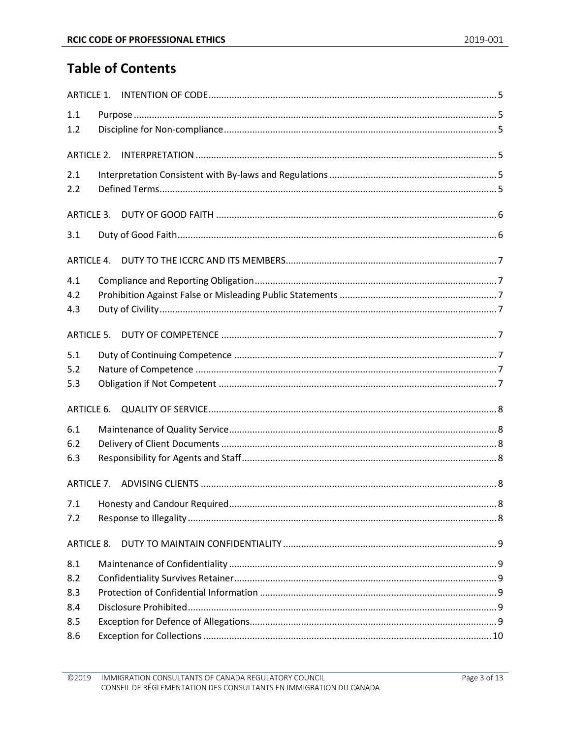# Table of Contents

ARTICLE 1. INTENTION OF CODE ..... 5

1.1 Purpose ..... 5
1.2 Discipline for Non-compliance ..... 5

ARTICLE 2. INTERPRETATION ..... 5

2.1 Interpretation Consistent with By-laws and Regulations ..... 5
2.2 Defined Terms ..... 5

ARTICLE 3. DUTY OF GOOD FAITH ..... 6

3.1 Duty of Good Faith ..... 6

ARTICLE 4. DUTY TO THE ICCRC AND ITS MEMBERS ..... 7

4.1 Compliance and Reporting Obligation ..... 7
4.2 Prohibition Against False or Misleading Public Statements ..... 7
4.3 Duty of Civility ..... 7

ARTICLE 5. DUTY OF COMPETENCE ..... 7

5.1 Duty of Continuing Competence ..... 7
5.2 Nature of Competence ..... 7
5.3 Obligation if Not Competent ..... 7

ARTICLE 6. QUALITY OF SERVICE ..... 8

6.1 Maintenance of Quality Service ..... 8
6.2 Delivery of Client Documents ..... 8
6.3 Responsibility for Agents and Staff ..... 8

ARTICLE 7. ADVISING CLIENTS ..... 8

7.1 Honesty and Candour Required ..... 8
7.2 Response to Illegality ..... 8

ARTICLE 8. DUTY TO MAINTAIN CONFIDENTIALITY ..... 9

8.1 Maintenance of Confidentiality ..... 9
8.2 Confidentiality Survives Retainer ..... 9
8.3 Protection of Confidential Information ..... 9
8.4 Disclosure Prohibited ..... 9
8.5 Exception for Defence of Allegations ..... 9
8.6 Exception for Collections ..... 10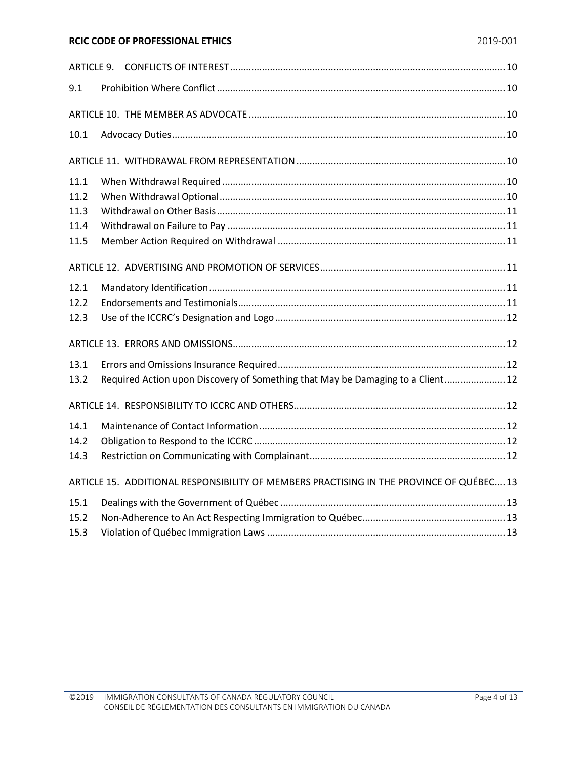| | | |
|---|---|---|
| ARTICLE 9. | CONFLICTS OF INTEREST | 10 |
| 9.1 | Prohibition Where Conflict | 10 |
| ARTICLE 10. | THE MEMBER AS ADVOCATE | 10 |
| 10.1 | Advocacy Duties | 10 |
| ARTICLE 11. | WITHDRAWAL FROM REPRESENTATION | 10 |
| 11.1 | When Withdrawal Required | 10 |
| 11.2 | When Withdrawal Optional | 10 |
| 11.3 | Withdrawal on Other Basis | 11 |
| 11.4 | Withdrawal on Failure to Pay | 11 |
| 11.5 | Member Action Required on Withdrawal | 11 |
| ARTICLE 12. | ADVERTISING AND PROMOTION OF SERVICES | 11 |
| 12.1 | Mandatory Identification | 11 |
| 12.2 | Endorsements and Testimonials | 11 |
| 12.3 | Use of the ICCRC's Designation and Logo | 12 |
| ARTICLE 13. | ERRORS AND OMISSIONS | 12 |
| 13.1 | Errors and Omissions Insurance Required | 12 |
| 13.2 | Required Action upon Discovery of Something that May be Damaging to a Client | 12 |
| ARTICLE 14. | RESPONSIBILITY TO ICCRC AND OTHERS | 12 |
| 14.1 | Maintenance of Contact Information | 12 |
| 14.2 | Obligation to Respond to the ICCRC | 12 |
| 14.3 | Restriction on Communicating with Complainant | 12 |
| ARTICLE 15. | ADDITIONAL RESPONSIBILITY OF MEMBERS PRACTISING IN THE PROVINCE OF QUÉBEC | 13 |
| 15.1 | Dealings with the Government of Québec | 13 |
| 15.2 | Non-Adherence to An Act Respecting Immigration to Québec | 13 |
| 15.3 | Violation of Québec Immigration Laws | 13 |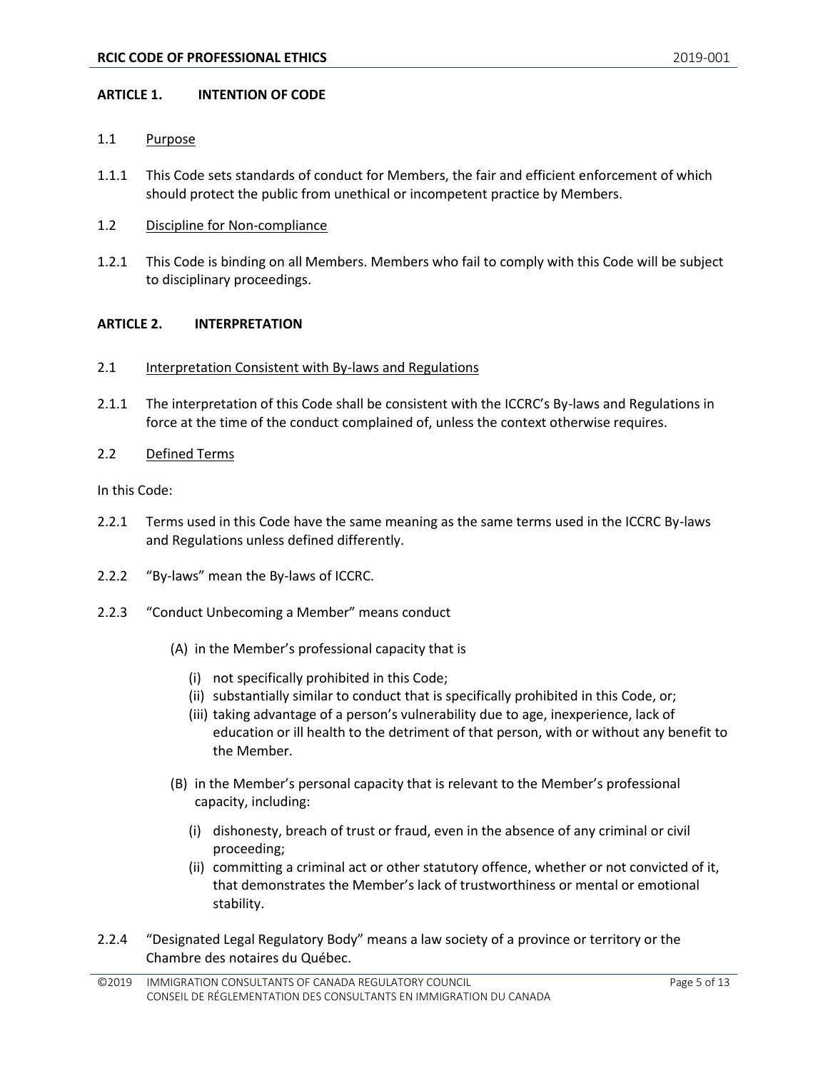## ARTICLE 1. INTENTION OF CODE

### 1.1 Purpose

1.1.1 This Code sets standards of conduct for Members, the fair and efficient enforcement of which should protect the public from unethical or incompetent practice by Members.

### 1.2 Discipline for Non-compliance

1.2.1 This Code is binding on all Members. Members who fail to comply with this Code will be subject to disciplinary proceedings.

## ARTICLE 2. INTERPRETATION

### 2.1 Interpretation Consistent with By-laws and Regulations

2.1.1 The interpretation of this Code shall be consistent with the ICCRC's By-laws and Regulations in force at the time of the conduct complained of, unless the context otherwise requires.

### 2.2 Defined Terms

In this Code:

2.2.1 Terms used in this Code have the same meaning as the same terms used in the ICCRC By-laws and Regulations unless defined differently.

2.2.2 "By-laws" mean the By-laws of ICCRC.

2.2.3 "Conduct Unbecoming a Member" means conduct

- (A) in the Member's professional capacity that is
  - (i) not specifically prohibited in this Code;
  - (ii) substantially similar to conduct that is specifically prohibited in this Code, or;
  - (iii) taking advantage of a person's vulnerability due to age, inexperience, lack of education or ill health to the detriment of that person, with or without any benefit to the Member.
- (B) in the Member's personal capacity that is relevant to the Member's professional capacity, including:
  - (i) dishonesty, breach of trust or fraud, even in the absence of any criminal or civil proceeding;
  - (ii) committing a criminal act or other statutory offence, whether or not convicted of it, that demonstrates the Member's lack of trustworthiness or mental or emotional stability.

2.2.4 "Designated Legal Regulatory Body" means a law society of a province or territory or the Chambre des notaires du Québec.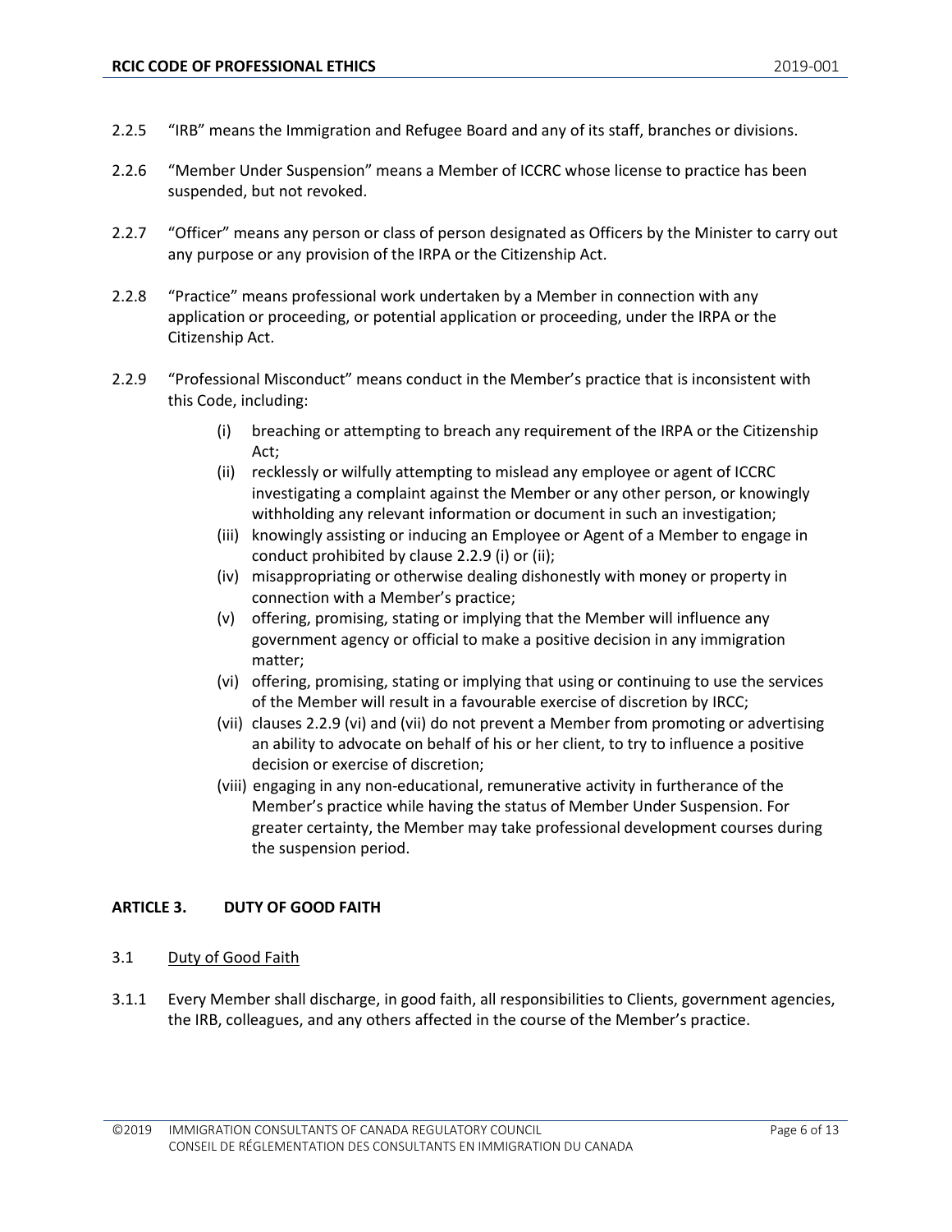2.2.5 “IRB” means the Immigration and Refugee Board and any of its staff, branches or divisions.

2.2.6 “Member Under Suspension” means a Member of ICCRC whose license to practice has been suspended, but not revoked.

2.2.7 “Officer” means any person or class of person designated as Officers by the Minister to carry out any purpose or any provision of the IRPA or the Citizenship Act.

2.2.8 “Practice” means professional work undertaken by a Member in connection with any application or proceeding, or potential application or proceeding, under the IRPA or the Citizenship Act.

2.2.9 “Professional Misconduct” means conduct in the Member’s practice that is inconsistent with this Code, including:

- (i) breaching or attempting to breach any requirement of the IRPA or the Citizenship Act;
- (ii) recklessly or wilfully attempting to mislead any employee or agent of ICCRC investigating a complaint against the Member or any other person, or knowingly withholding any relevant information or document in such an investigation;
- (iii) knowingly assisting or inducing an Employee or Agent of a Member to engage in conduct prohibited by clause 2.2.9 (i) or (ii);
- (iv) misappropriating or otherwise dealing dishonestly with money or property in connection with a Member’s practice;
- (v) offering, promising, stating or implying that the Member will influence any government agency or official to make a positive decision in any immigration matter;
- (vi) offering, promising, stating or implying that using or continuing to use the services of the Member will result in a favourable exercise of discretion by IRCC;
- (vii) clauses 2.2.9 (vi) and (vii) do not prevent a Member from promoting or advertising an ability to advocate on behalf of his or her client, to try to influence a positive decision or exercise of discretion;
- (viii) engaging in any non-educational, remunerative activity in furtherance of the Member’s practice while having the status of Member Under Suspension. For greater certainty, the Member may take professional development courses during the suspension period.

## ARTICLE 3. DUTY OF GOOD FAITH

### 3.1 Duty of Good Faith

3.1.1 Every Member shall discharge, in good faith, all responsibilities to Clients, government agencies, the IRB, colleagues, and any others affected in the course of the Member’s practice.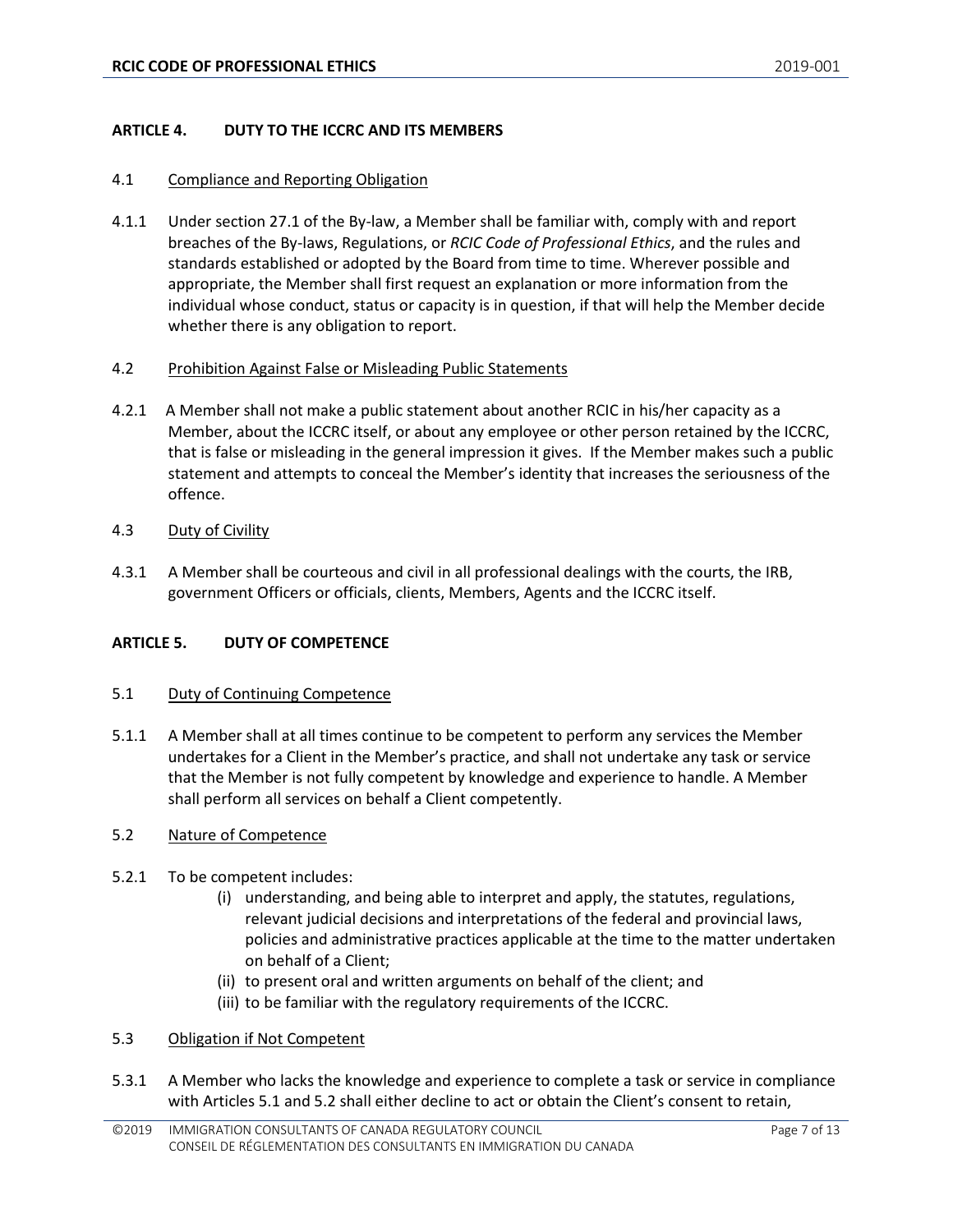## ARTICLE 4. DUTY TO THE ICCRC AND ITS MEMBERS

### 4.1 Compliance and Reporting Obligation

4.1.1 Under section 27.1 of the By-law, a Member shall be familiar with, comply with and report breaches of the By-laws, Regulations, or *RCIC Code of Professional Ethics*, and the rules and standards established or adopted by the Board from time to time. Wherever possible and appropriate, the Member shall first request an explanation or more information from the individual whose conduct, status or capacity is in question, if that will help the Member decide whether there is any obligation to report.

### 4.2 Prohibition Against False or Misleading Public Statements

4.2.1 A Member shall not make a public statement about another RCIC in his/her capacity as a Member, about the ICCRC itself, or about any employee or other person retained by the ICCRC, that is false or misleading in the general impression it gives. If the Member makes such a public statement and attempts to conceal the Member's identity that increases the seriousness of the offence.

### 4.3 Duty of Civility

4.3.1 A Member shall be courteous and civil in all professional dealings with the courts, the IRB, government Officers or officials, clients, Members, Agents and the ICCRC itself.

## ARTICLE 5. DUTY OF COMPETENCE

### 5.1 Duty of Continuing Competence

5.1.1 A Member shall at all times continue to be competent to perform any services the Member undertakes for a Client in the Member's practice, and shall not undertake any task or service that the Member is not fully competent by knowledge and experience to handle. A Member shall perform all services on behalf a Client competently.

### 5.2 Nature of Competence

5.2.1 To be competent includes:

(i) understanding, and being able to interpret and apply, the statutes, regulations, relevant judicial decisions and interpretations of the federal and provincial laws, policies and administrative practices applicable at the time to the matter undertaken on behalf of a Client;

(ii) to present oral and written arguments on behalf of the client; and

(iii) to be familiar with the regulatory requirements of the ICCRC.

### 5.3 Obligation if Not Competent

5.3.1 A Member who lacks the knowledge and experience to complete a task or service in compliance with Articles 5.1 and 5.2 shall either decline to act or obtain the Client's consent to retain,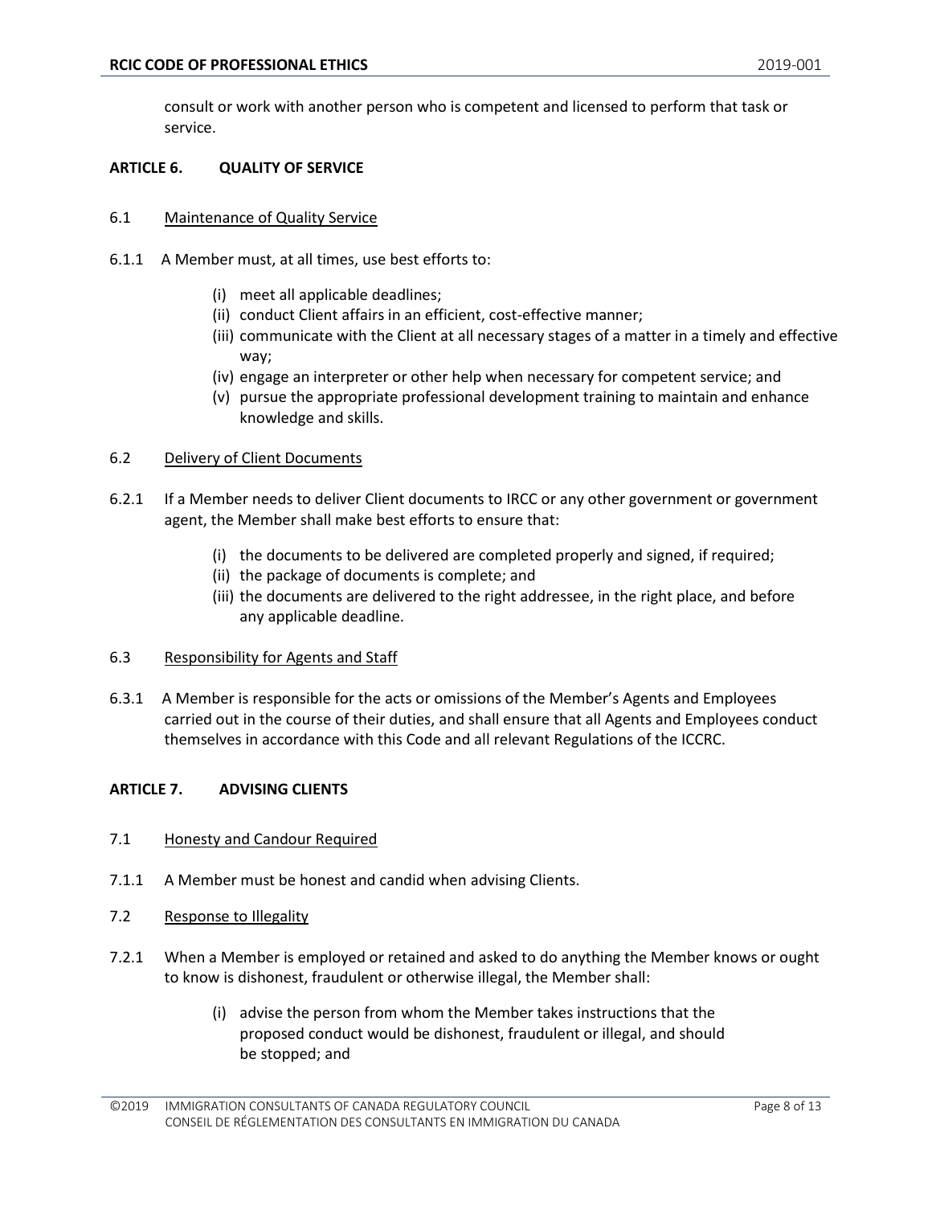consult or work with another person who is competent and licensed to perform that task or service.

## ARTICLE 6. QUALITY OF SERVICE

### 6.1 Maintenance of Quality Service

6.1.1 A Member must, at all times, use best efforts to:

(i) meet all applicable deadlines;
(ii) conduct Client affairs in an efficient, cost-effective manner;
(iii) communicate with the Client at all necessary stages of a matter in a timely and effective way;
(iv) engage an interpreter or other help when necessary for competent service; and
(v) pursue the appropriate professional development training to maintain and enhance knowledge and skills.

### 6.2 Delivery of Client Documents

6.2.1 If a Member needs to deliver Client documents to IRCC or any other government or government agent, the Member shall make best efforts to ensure that:

(i) the documents to be delivered are completed properly and signed, if required;
(ii) the package of documents is complete; and
(iii) the documents are delivered to the right addressee, in the right place, and before any applicable deadline.

### 6.3 Responsibility for Agents and Staff

6.3.1 A Member is responsible for the acts or omissions of the Member's Agents and Employees carried out in the course of their duties, and shall ensure that all Agents and Employees conduct themselves in accordance with this Code and all relevant Regulations of the ICCRC.

## ARTICLE 7. ADVISING CLIENTS

### 7.1 Honesty and Candour Required

7.1.1 A Member must be honest and candid when advising Clients.

### 7.2 Response to Illegality

7.2.1 When a Member is employed or retained and asked to do anything the Member knows or ought to know is dishonest, fraudulent or otherwise illegal, the Member shall:

(i) advise the person from whom the Member takes instructions that the proposed conduct would be dishonest, fraudulent or illegal, and should be stopped; and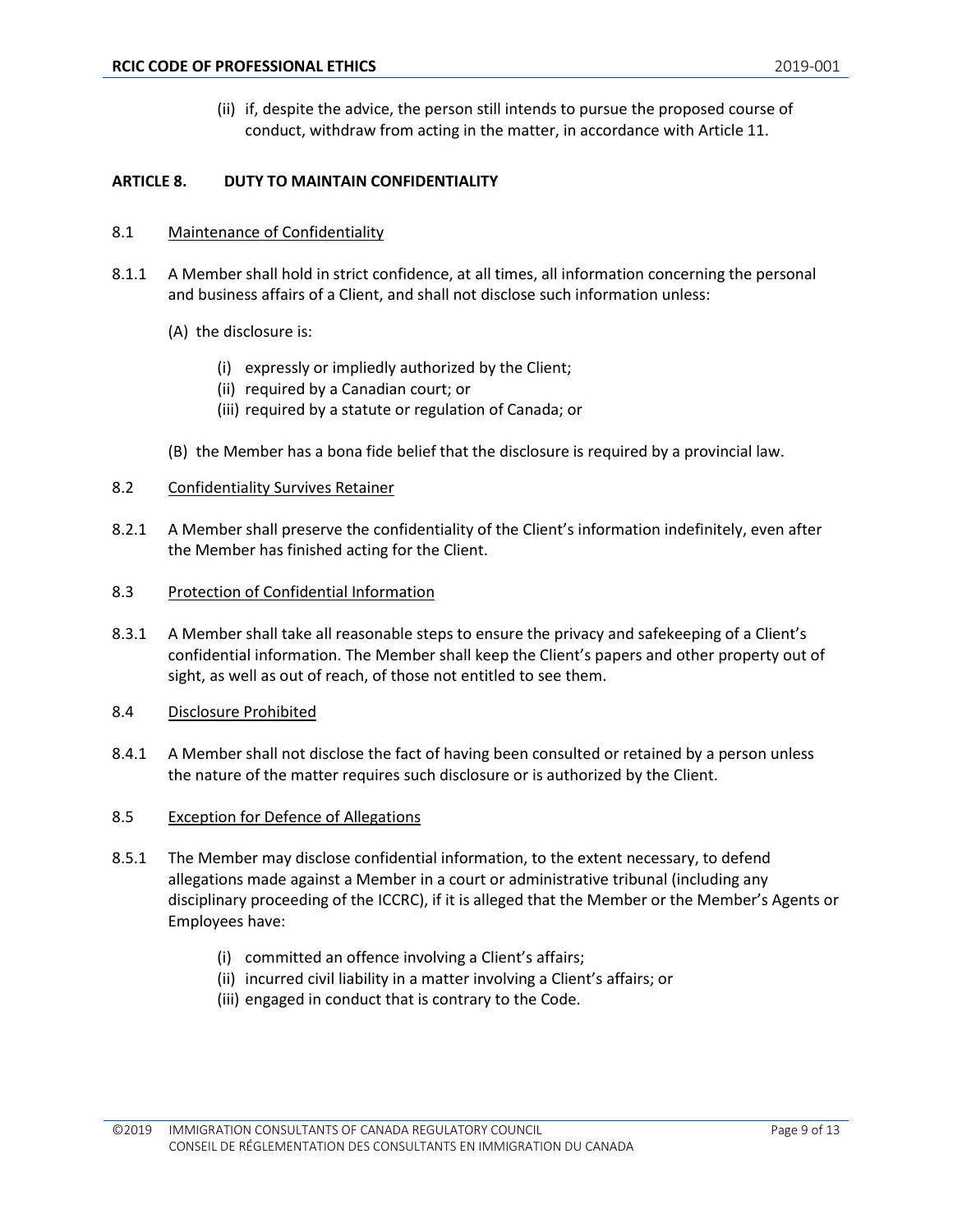(ii) if, despite the advice, the person still intends to pursue the proposed course of conduct, withdraw from acting in the matter, in accordance with Article 11.

## ARTICLE 8. DUTY TO MAINTAIN CONFIDENTIALITY

### 8.1 Maintenance of Confidentiality

8.1.1 A Member shall hold in strict confidence, at all times, all information concerning the personal and business affairs of a Client, and shall not disclose such information unless:

(A) the disclosure is:

(i) expressly or impliedly authorized by the Client;
(ii) required by a Canadian court; or
(iii) required by a statute or regulation of Canada; or

(B) the Member has a bona fide belief that the disclosure is required by a provincial law.

### 8.2 Confidentiality Survives Retainer

8.2.1 A Member shall preserve the confidentiality of the Client's information indefinitely, even after the Member has finished acting for the Client.

### 8.3 Protection of Confidential Information

8.3.1 A Member shall take all reasonable steps to ensure the privacy and safekeeping of a Client's confidential information. The Member shall keep the Client's papers and other property out of sight, as well as out of reach, of those not entitled to see them.

### 8.4 Disclosure Prohibited

8.4.1 A Member shall not disclose the fact of having been consulted or retained by a person unless the nature of the matter requires such disclosure or is authorized by the Client.

### 8.5 Exception for Defence of Allegations

8.5.1 The Member may disclose confidential information, to the extent necessary, to defend allegations made against a Member in a court or administrative tribunal (including any disciplinary proceeding of the ICCRC), if it is alleged that the Member or the Member's Agents or Employees have:

(i) committed an offence involving a Client's affairs;
(ii) incurred civil liability in a matter involving a Client's affairs; or
(iii) engaged in conduct that is contrary to the Code.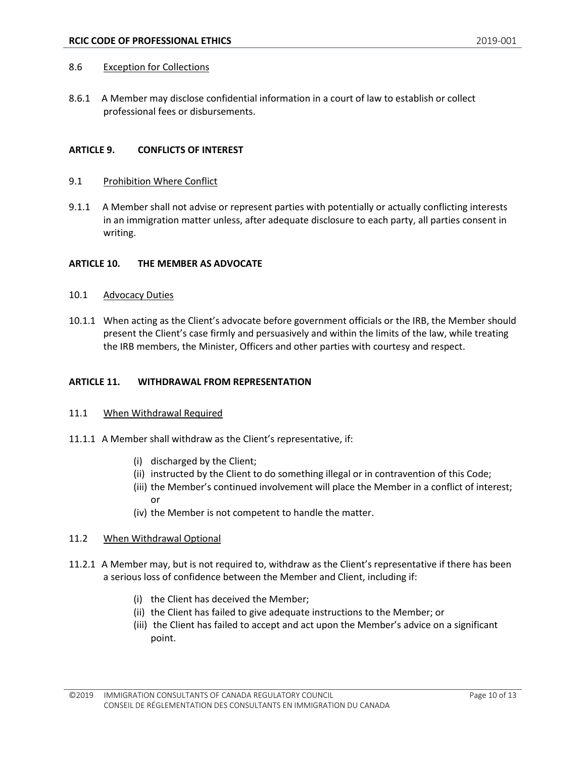8.6 Exception for Collections

8.6.1 A Member may disclose confidential information in a court of law to establish or collect professional fees or disbursements.

## ARTICLE 9. CONFLICTS OF INTEREST

9.1 Prohibition Where Conflict

9.1.1 A Member shall not advise or represent parties with potentially or actually conflicting interests in an immigration matter unless, after adequate disclosure to each party, all parties consent in writing.

## ARTICLE 10. THE MEMBER AS ADVOCATE

10.1 Advocacy Duties

10.1.1 When acting as the Client's advocate before government officials or the IRB, the Member should present the Client's case firmly and persuasively and within the limits of the law, while treating the IRB members, the Minister, Officers and other parties with courtesy and respect.

## ARTICLE 11. WITHDRAWAL FROM REPRESENTATION

11.1 When Withdrawal Required

11.1.1 A Member shall withdraw as the Client's representative, if:

(i) discharged by the Client;
(ii) instructed by the Client to do something illegal or in contravention of this Code;
(iii) the Member's continued involvement will place the Member in a conflict of interest; or
(iv) the Member is not competent to handle the matter.

11.2 When Withdrawal Optional

11.2.1 A Member may, but is not required to, withdraw as the Client's representative if there has been a serious loss of confidence between the Member and Client, including if:

(i) the Client has deceived the Member;
(ii) the Client has failed to give adequate instructions to the Member; or
(iii) the Client has failed to accept and act upon the Member's advice on a significant point.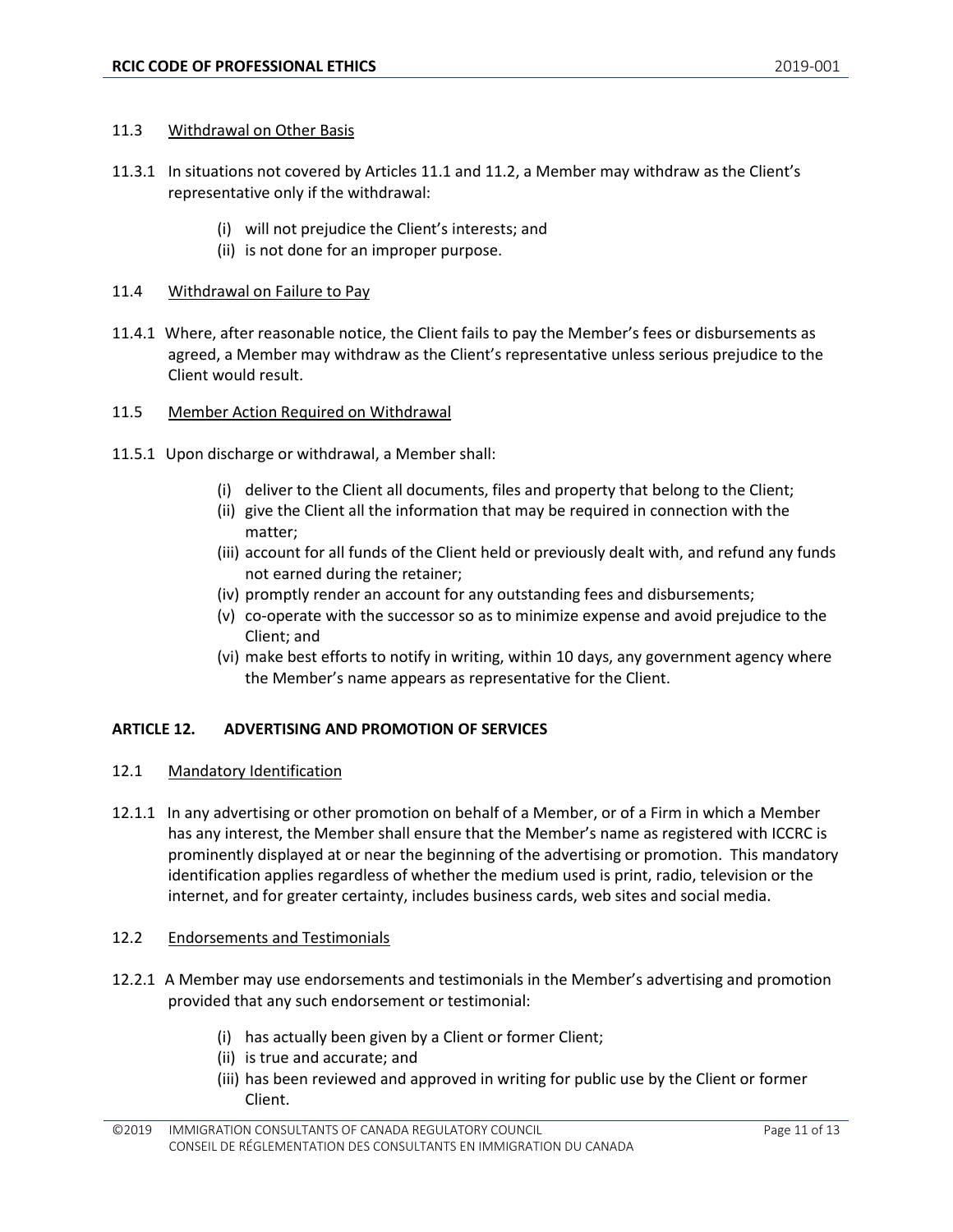11.3 Withdrawal on Other Basis

11.3.1 In situations not covered by Articles 11.1 and 11.2, a Member may withdraw as the Client's representative only if the withdrawal:

(i) will not prejudice the Client's interests; and
(ii) is not done for an improper purpose.

11.4 Withdrawal on Failure to Pay

11.4.1 Where, after reasonable notice, the Client fails to pay the Member's fees or disbursements as agreed, a Member may withdraw as the Client's representative unless serious prejudice to the Client would result.

11.5 Member Action Required on Withdrawal

11.5.1 Upon discharge or withdrawal, a Member shall:

(i) deliver to the Client all documents, files and property that belong to the Client;
(ii) give the Client all the information that may be required in connection with the matter;
(iii) account for all funds of the Client held or previously dealt with, and refund any funds not earned during the retainer;
(iv) promptly render an account for any outstanding fees and disbursements;
(v) co-operate with the successor so as to minimize expense and avoid prejudice to the Client; and
(vi) make best efforts to notify in writing, within 10 days, any government agency where the Member's name appears as representative for the Client.

## ARTICLE 12. ADVERTISING AND PROMOTION OF SERVICES

12.1 Mandatory Identification

12.1.1 In any advertising or other promotion on behalf of a Member, or of a Firm in which a Member has any interest, the Member shall ensure that the Member's name as registered with ICCRC is prominently displayed at or near the beginning of the advertising or promotion. This mandatory identification applies regardless of whether the medium used is print, radio, television or the internet, and for greater certainty, includes business cards, web sites and social media.

12.2 Endorsements and Testimonials

12.2.1 A Member may use endorsements and testimonials in the Member's advertising and promotion provided that any such endorsement or testimonial:

(i) has actually been given by a Client or former Client;
(ii) is true and accurate; and
(iii) has been reviewed and approved in writing for public use by the Client or former Client.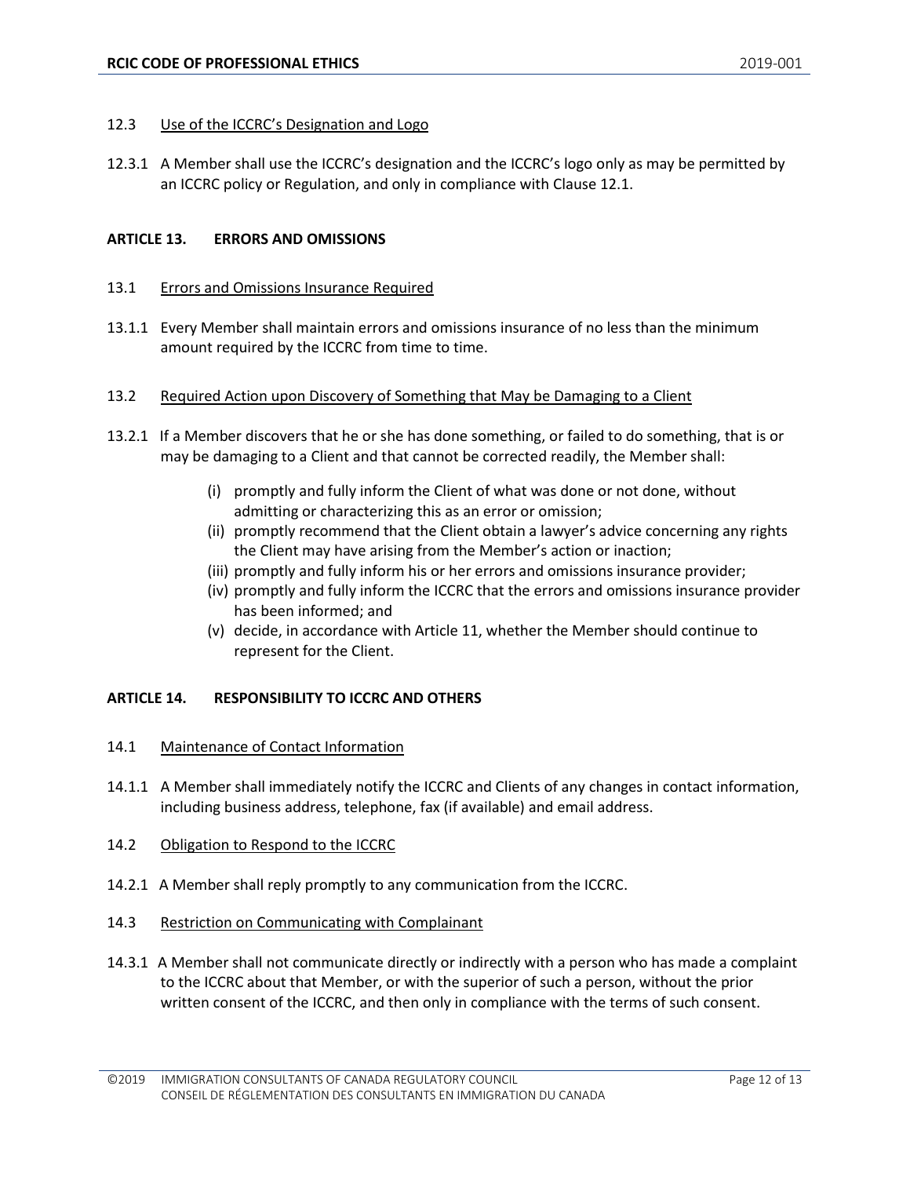12.3 Use of the ICCRC's Designation and Logo

12.3.1 A Member shall use the ICCRC's designation and the ICCRC's logo only as may be permitted by an ICCRC policy or Regulation, and only in compliance with Clause 12.1.

## ARTICLE 13. ERRORS AND OMISSIONS

13.1 Errors and Omissions Insurance Required

13.1.1 Every Member shall maintain errors and omissions insurance of no less than the minimum amount required by the ICCRC from time to time.

13.2 Required Action upon Discovery of Something that May be Damaging to a Client

13.2.1 If a Member discovers that he or she has done something, or failed to do something, that is or may be damaging to a Client and that cannot be corrected readily, the Member shall:

(i) promptly and fully inform the Client of what was done or not done, without admitting or characterizing this as an error or omission;
(ii) promptly recommend that the Client obtain a lawyer's advice concerning any rights the Client may have arising from the Member's action or inaction;
(iii) promptly and fully inform his or her errors and omissions insurance provider;
(iv) promptly and fully inform the ICCRC that the errors and omissions insurance provider has been informed; and
(v) decide, in accordance with Article 11, whether the Member should continue to represent for the Client.

## ARTICLE 14. RESPONSIBILITY TO ICCRC AND OTHERS

14.1 Maintenance of Contact Information

14.1.1 A Member shall immediately notify the ICCRC and Clients of any changes in contact information, including business address, telephone, fax (if available) and email address.

14.2 Obligation to Respond to the ICCRC

14.2.1 A Member shall reply promptly to any communication from the ICCRC.

14.3 Restriction on Communicating with Complainant

14.3.1 A Member shall not communicate directly or indirectly with a person who has made a complaint to the ICCRC about that Member, or with the superior of such a person, without the prior written consent of the ICCRC, and then only in compliance with the terms of such consent.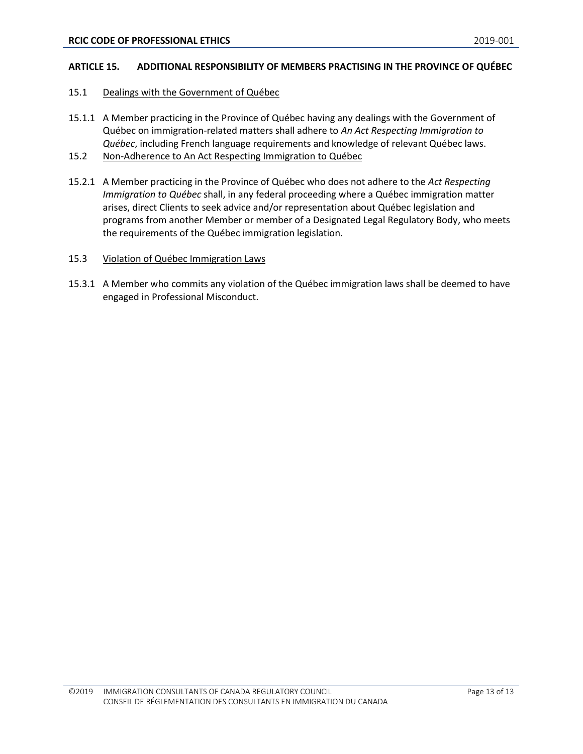## ARTICLE 15. ADDITIONAL RESPONSIBILITY OF MEMBERS PRACTISING IN THE PROVINCE OF QUÉBEC

15.1 Dealings with the Government of Québec

15.1.1 A Member practicing in the Province of Québec having any dealings with the Government of Québec on immigration-related matters shall adhere to *An Act Respecting Immigration to Québec*, including French language requirements and knowledge of relevant Québec laws.

15.2 Non-Adherence to An Act Respecting Immigration to Québec

15.2.1 A Member practicing in the Province of Québec who does not adhere to the *Act Respecting Immigration to Québec* shall, in any federal proceeding where a Québec immigration matter arises, direct Clients to seek advice and/or representation about Québec legislation and programs from another Member or member of a Designated Legal Regulatory Body, who meets the requirements of the Québec immigration legislation.

15.3 Violation of Québec Immigration Laws

15.3.1 A Member who commits any violation of the Québec immigration laws shall be deemed to have engaged in Professional Misconduct.